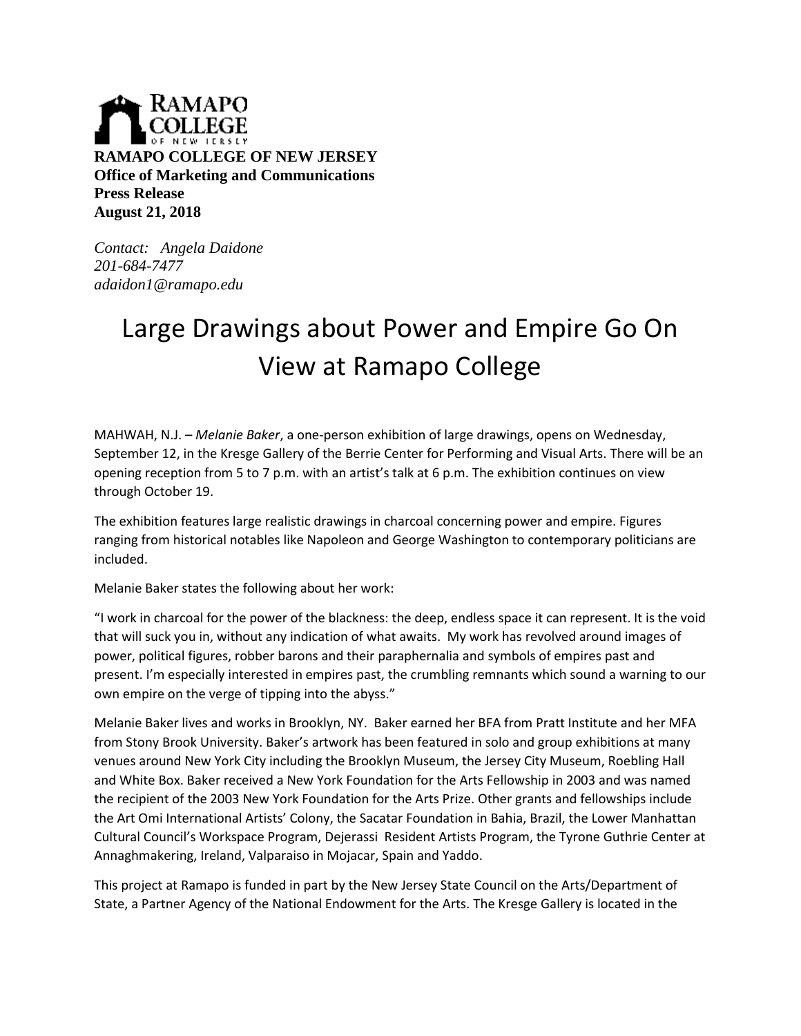**RAMAPO COLLEGE OF NEW JERSEY**
**Office of Marketing and Communications**
**Press Release**
**August 21, 2018**

*Contact: Angela Daidone*
*201-684-7477*
*adaidon1@ramapo.edu*

# Large Drawings about Power and Empire Go On View at Ramapo College

MAHWAH, N.J. – *Melanie Baker*, a one-person exhibition of large drawings, opens on Wednesday, September 12, in the Kresge Gallery of the Berrie Center for Performing and Visual Arts. There will be an opening reception from 5 to 7 p.m. with an artist's talk at 6 p.m. The exhibition continues on view through October 19.

The exhibition features large realistic drawings in charcoal concerning power and empire. Figures ranging from historical notables like Napoleon and George Washington to contemporary politicians are included.

Melanie Baker states the following about her work:

"I work in charcoal for the power of the blackness: the deep, endless space it can represent. It is the void that will suck you in, without any indication of what awaits. My work has revolved around images of power, political figures, robber barons and their paraphernalia and symbols of empires past and present. I'm especially interested in empires past, the crumbling remnants which sound a warning to our own empire on the verge of tipping into the abyss."

Melanie Baker lives and works in Brooklyn, NY. Baker earned her BFA from Pratt Institute and her MFA from Stony Brook University. Baker's artwork has been featured in solo and group exhibitions at many venues around New York City including the Brooklyn Museum, the Jersey City Museum, Roebling Hall and White Box. Baker received a New York Foundation for the Arts Fellowship in 2003 and was named the recipient of the 2003 New York Foundation for the Arts Prize. Other grants and fellowships include the Art Omi International Artists' Colony, the Sacatar Foundation in Bahia, Brazil, the Lower Manhattan Cultural Council's Workspace Program, Dejerassi Resident Artists Program, the Tyrone Guthrie Center at Annaghmakering, Ireland, Valparaiso in Mojacar, Spain and Yaddo.

This project at Ramapo is funded in part by the New Jersey State Council on the Arts/Department of State, a Partner Agency of the National Endowment for the Arts. The Kresge Gallery is located in the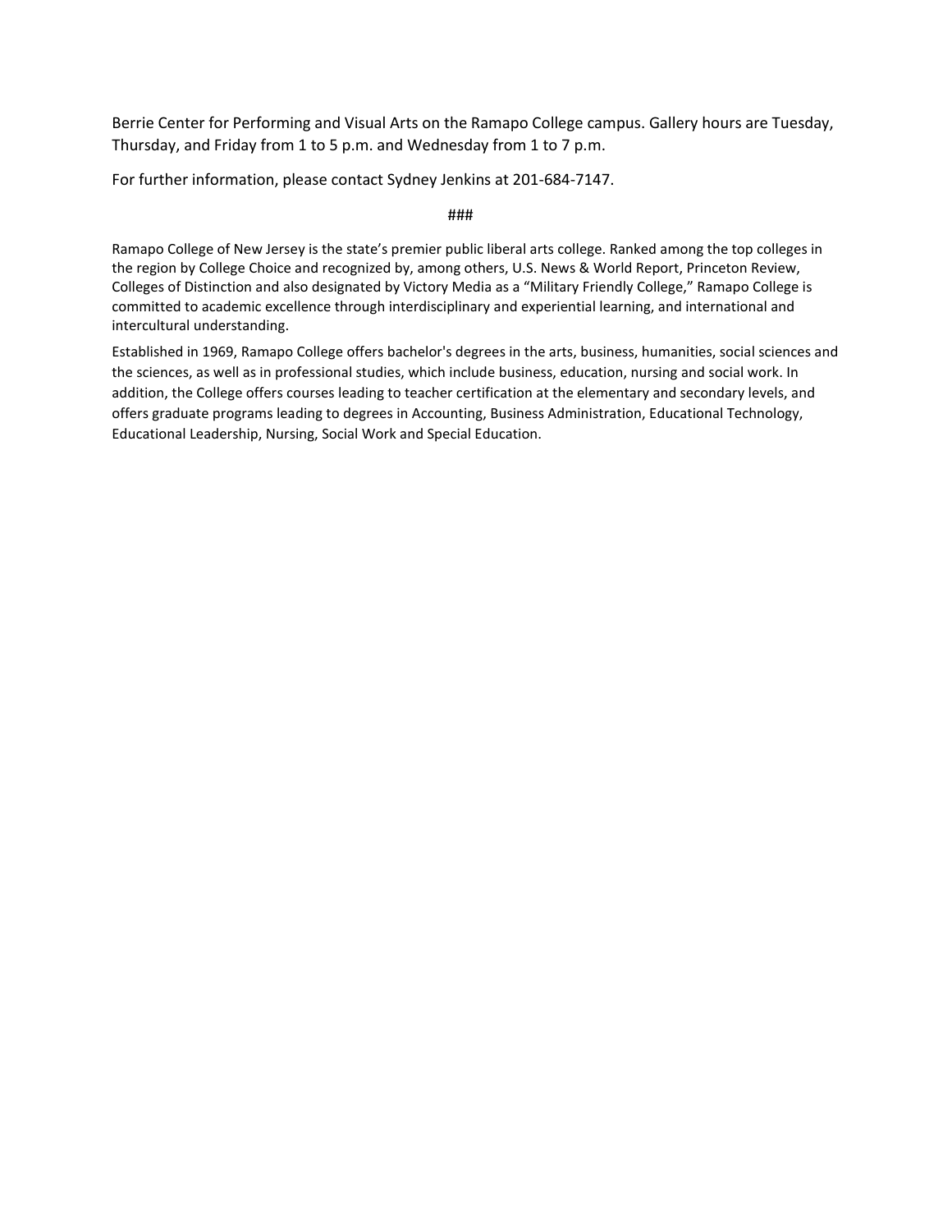Berrie Center for Performing and Visual Arts on the Ramapo College campus. Gallery hours are Tuesday, Thursday, and Friday from 1 to 5 p.m. and Wednesday from 1 to 7 p.m.

For further information, please contact Sydney Jenkins at 201-684-7147.

###

Ramapo College of New Jersey is the state's premier public liberal arts college. Ranked among the top colleges in the region by College Choice and recognized by, among others, U.S. News & World Report, Princeton Review, Colleges of Distinction and also designated by Victory Media as a "Military Friendly College," Ramapo College is committed to academic excellence through interdisciplinary and experiential learning, and international and intercultural understanding.

Established in 1969, Ramapo College offers bachelor's degrees in the arts, business, humanities, social sciences and the sciences, as well as in professional studies, which include business, education, nursing and social work. In addition, the College offers courses leading to teacher certification at the elementary and secondary levels, and offers graduate programs leading to degrees in Accounting, Business Administration, Educational Technology, Educational Leadership, Nursing, Social Work and Special Education.